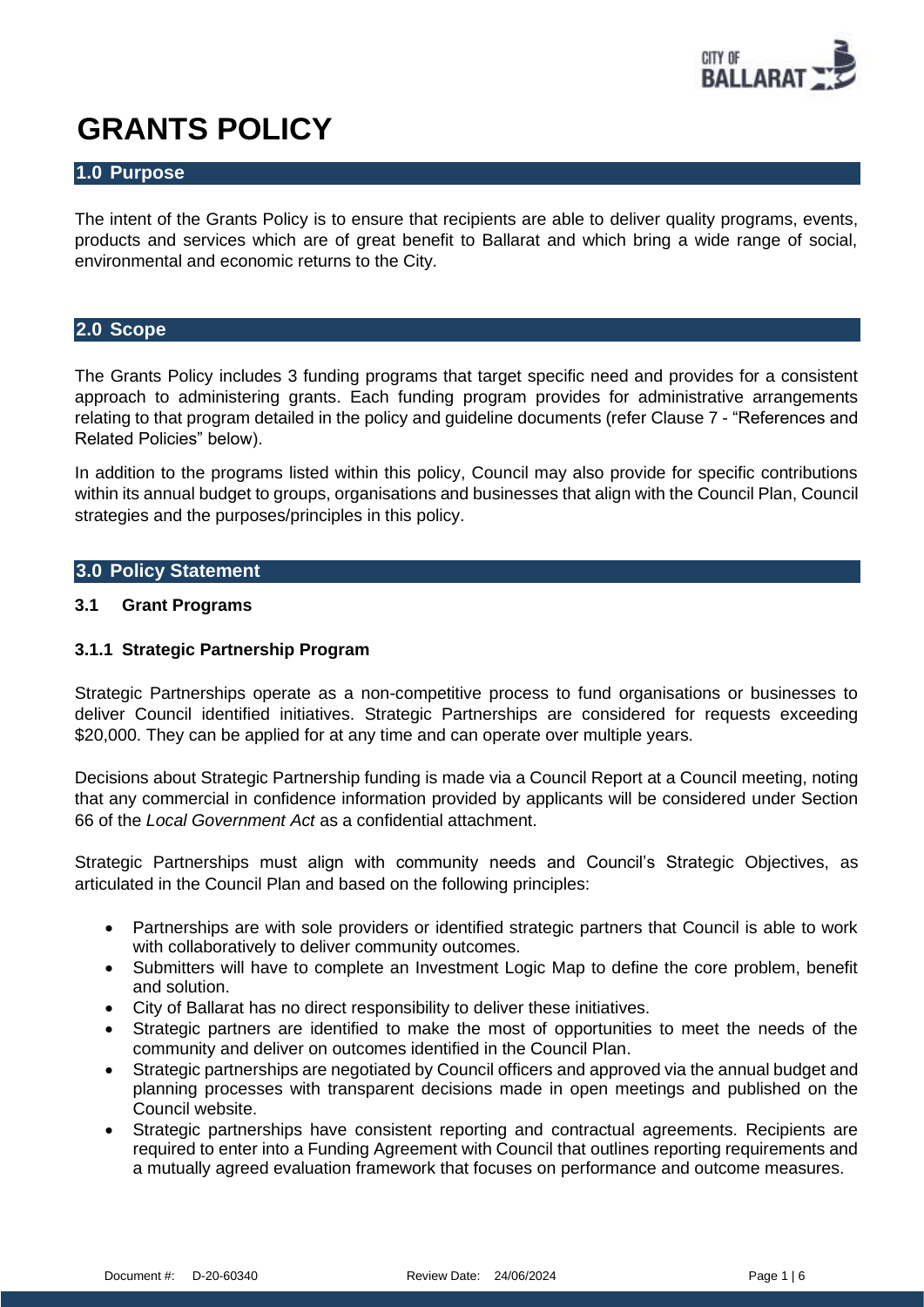# GRANTS POLICY

## 1.0 Purpose

The intent of the Grants Policy is to ensure that recipients are able to deliver quality programs, events, products and services which are of great benefit to Ballarat and which bring a wide range of social, environmental and economic returns to the City.

## 2.0 Scope

The Grants Policy includes 3 funding programs that target specific need and provides for a consistent approach to administering grants. Each funding program provides for administrative arrangements relating to that program detailed in the policy and guideline documents (refer Clause 7 - "References and Related Policies" below).

In addition to the programs listed within this policy, Council may also provide for specific contributions within its annual budget to groups, organisations and businesses that align with the Council Plan, Council strategies and the purposes/principles in this policy.

## 3.0 Policy Statement

### 3.1 Grant Programs

#### 3.1.1 Strategic Partnership Program

Strategic Partnerships operate as a non-competitive process to fund organisations or businesses to deliver Council identified initiatives. Strategic Partnerships are considered for requests exceeding $20,000. They can be applied for at any time and can operate over multiple years.

Decisions about Strategic Partnership funding is made via a Council Report at a Council meeting, noting that any commercial in confidence information provided by applicants will be considered under Section 66 of the *Local Government Act* as a confidential attachment.

Strategic Partnerships must align with community needs and Council's Strategic Objectives, as articulated in the Council Plan and based on the following principles:

- Partnerships are with sole providers or identified strategic partners that Council is able to work with collaboratively to deliver community outcomes.
- Submitters will have to complete an Investment Logic Map to define the core problem, benefit and solution.
- City of Ballarat has no direct responsibility to deliver these initiatives.
- Strategic partners are identified to make the most of opportunities to meet the needs of the community and deliver on outcomes identified in the Council Plan.
- Strategic partnerships are negotiated by Council officers and approved via the annual budget and planning processes with transparent decisions made in open meetings and published on the Council website.
- Strategic partnerships have consistent reporting and contractual agreements. Recipients are required to enter into a Funding Agreement with Council that outlines reporting requirements and a mutually agreed evaluation framework that focuses on performance and outcome measures.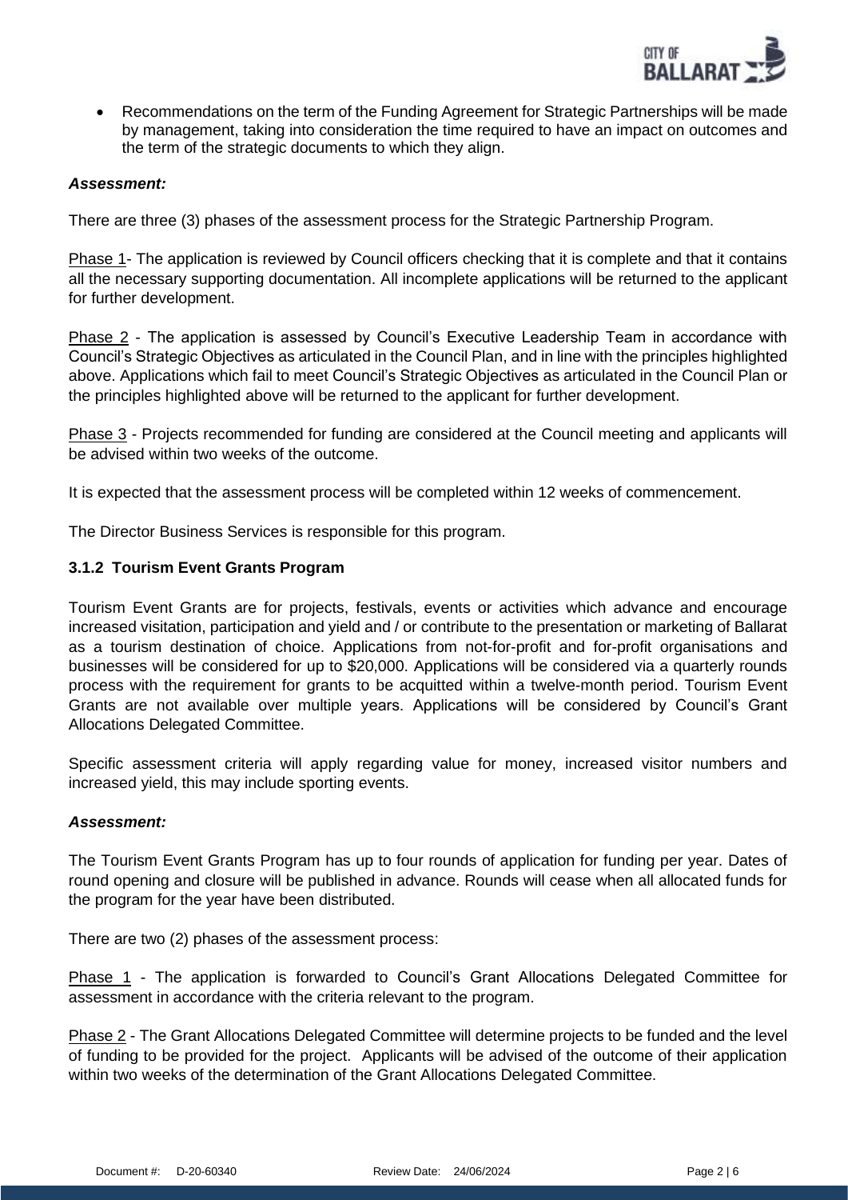- Recommendations on the term of the Funding Agreement for Strategic Partnerships will be made by management, taking into consideration the time required to have an impact on outcomes and the term of the strategic documents to which they align.

***Assessment:***

There are three (3) phases of the assessment process for the Strategic Partnership Program.

Phase 1- The application is reviewed by Council officers checking that it is complete and that it contains all the necessary supporting documentation. All incomplete applications will be returned to the applicant for further development.

Phase 2 - The application is assessed by Council's Executive Leadership Team in accordance with Council's Strategic Objectives as articulated in the Council Plan, and in line with the principles highlighted above. Applications which fail to meet Council's Strategic Objectives as articulated in the Council Plan or the principles highlighted above will be returned to the applicant for further development.

Phase 3 - Projects recommended for funding are considered at the Council meeting and applicants will be advised within two weeks of the outcome.

It is expected that the assessment process will be completed within 12 weeks of commencement.

The Director Business Services is responsible for this program.

### 3.1.2 Tourism Event Grants Program

Tourism Event Grants are for projects, festivals, events or activities which advance and encourage increased visitation, participation and yield and / or contribute to the presentation or marketing of Ballarat as a tourism destination of choice. Applications from not-for-profit and for-profit organisations and businesses will be considered for up to $20,000. Applications will be considered via a quarterly rounds process with the requirement for grants to be acquitted within a twelve-month period. Tourism Event Grants are not available over multiple years. Applications will be considered by Council's Grant Allocations Delegated Committee.

Specific assessment criteria will apply regarding value for money, increased visitor numbers and increased yield, this may include sporting events.

***Assessment:***

The Tourism Event Grants Program has up to four rounds of application for funding per year. Dates of round opening and closure will be published in advance. Rounds will cease when all allocated funds for the program for the year have been distributed.

There are two (2) phases of the assessment process:

Phase 1 - The application is forwarded to Council's Grant Allocations Delegated Committee for assessment in accordance with the criteria relevant to the program.

Phase 2 - The Grant Allocations Delegated Committee will determine projects to be funded and the level of funding to be provided for the project. Applicants will be advised of the outcome of their application within two weeks of the determination of the Grant Allocations Delegated Committee.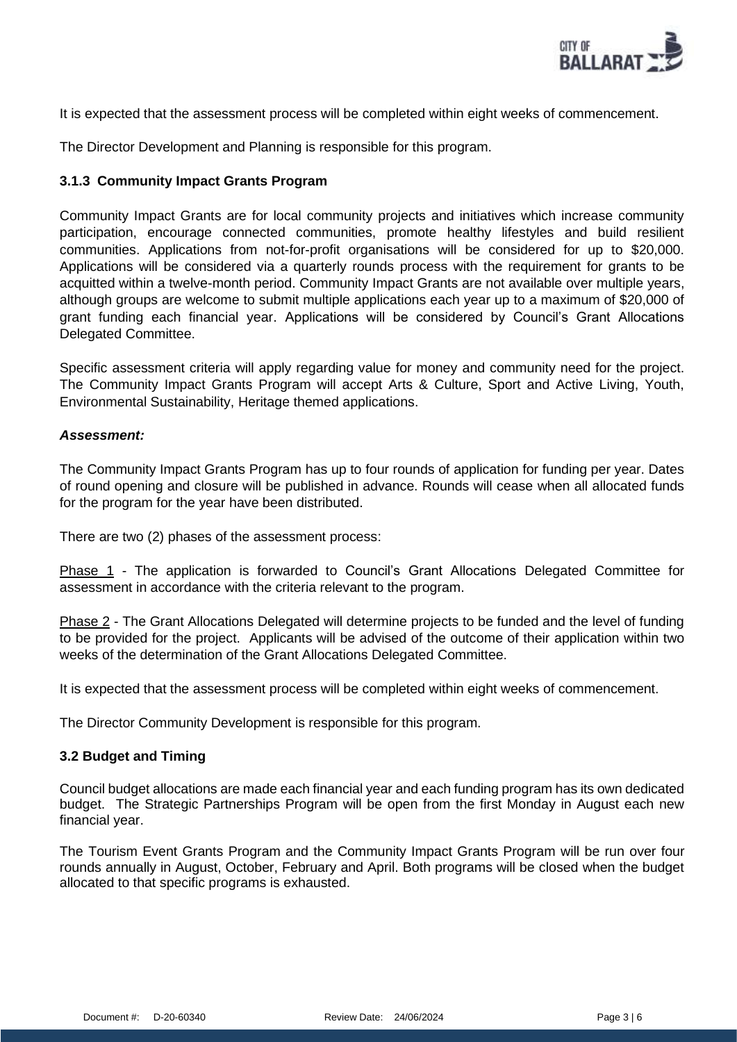It is expected that the assessment process will be completed within eight weeks of commencement.

The Director Development and Planning is responsible for this program.

### 3.1.3 Community Impact Grants Program

Community Impact Grants are for local community projects and initiatives which increase community participation, encourage connected communities, promote healthy lifestyles and build resilient communities. Applications from not-for-profit organisations will be considered for up to $20,000. Applications will be considered via a quarterly rounds process with the requirement for grants to be acquitted within a twelve-month period. Community Impact Grants are not available over multiple years, although groups are welcome to submit multiple applications each year up to a maximum of $20,000 of grant funding each financial year. Applications will be considered by Council's Grant Allocations Delegated Committee.

Specific assessment criteria will apply regarding value for money and community need for the project. The Community Impact Grants Program will accept Arts & Culture, Sport and Active Living, Youth, Environmental Sustainability, Heritage themed applications.

***Assessment:***

The Community Impact Grants Program has up to four rounds of application for funding per year. Dates of round opening and closure will be published in advance. Rounds will cease when all allocated funds for the program for the year have been distributed.

There are two (2) phases of the assessment process:

Phase 1 - The application is forwarded to Council's Grant Allocations Delegated Committee for assessment in accordance with the criteria relevant to the program.

Phase 2 - The Grant Allocations Delegated will determine projects to be funded and the level of funding to be provided for the project. Applicants will be advised of the outcome of their application within two weeks of the determination of the Grant Allocations Delegated Committee.

It is expected that the assessment process will be completed within eight weeks of commencement.

The Director Community Development is responsible for this program.

### 3.2 Budget and Timing

Council budget allocations are made each financial year and each funding program has its own dedicated budget. The Strategic Partnerships Program will be open from the first Monday in August each new financial year.

The Tourism Event Grants Program and the Community Impact Grants Program will be run over four rounds annually in August, October, February and April. Both programs will be closed when the budget allocated to that specific programs is exhausted.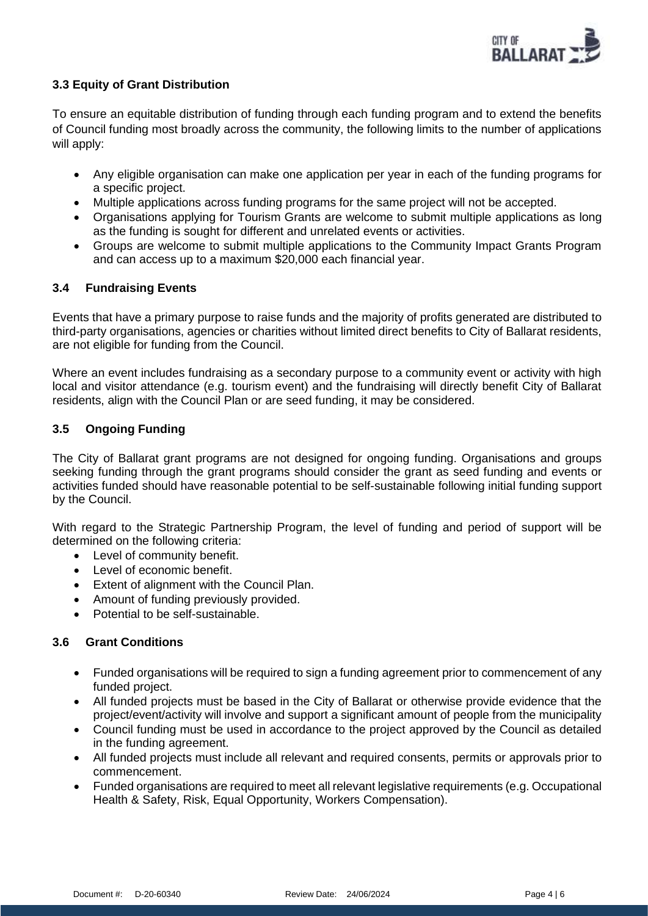### 3.3 Equity of Grant Distribution

To ensure an equitable distribution of funding through each funding program and to extend the benefits of Council funding most broadly across the community, the following limits to the number of applications will apply:

- Any eligible organisation can make one application per year in each of the funding programs for a specific project.
- Multiple applications across funding programs for the same project will not be accepted.
- Organisations applying for Tourism Grants are welcome to submit multiple applications as long as the funding is sought for different and unrelated events or activities.
- Groups are welcome to submit multiple applications to the Community Impact Grants Program and can access up to a maximum $20,000 each financial year.

### 3.4 Fundraising Events

Events that have a primary purpose to raise funds and the majority of profits generated are distributed to third-party organisations, agencies or charities without limited direct benefits to City of Ballarat residents, are not eligible for funding from the Council.

Where an event includes fundraising as a secondary purpose to a community event or activity with high local and visitor attendance (e.g. tourism event) and the fundraising will directly benefit City of Ballarat residents, align with the Council Plan or are seed funding, it may be considered.

### 3.5 Ongoing Funding

The City of Ballarat grant programs are not designed for ongoing funding. Organisations and groups seeking funding through the grant programs should consider the grant as seed funding and events or activities funded should have reasonable potential to be self-sustainable following initial funding support by the Council.

With regard to the Strategic Partnership Program, the level of funding and period of support will be determined on the following criteria:

- Level of community benefit.
- Level of economic benefit.
- Extent of alignment with the Council Plan.
- Amount of funding previously provided.
- Potential to be self-sustainable.

### 3.6 Grant Conditions

- Funded organisations will be required to sign a funding agreement prior to commencement of any funded project.
- All funded projects must be based in the City of Ballarat or otherwise provide evidence that the project/event/activity will involve and support a significant amount of people from the municipality
- Council funding must be used in accordance to the project approved by the Council as detailed in the funding agreement.
- All funded projects must include all relevant and required consents, permits or approvals prior to commencement.
- Funded organisations are required to meet all relevant legislative requirements (e.g. Occupational Health & Safety, Risk, Equal Opportunity, Workers Compensation).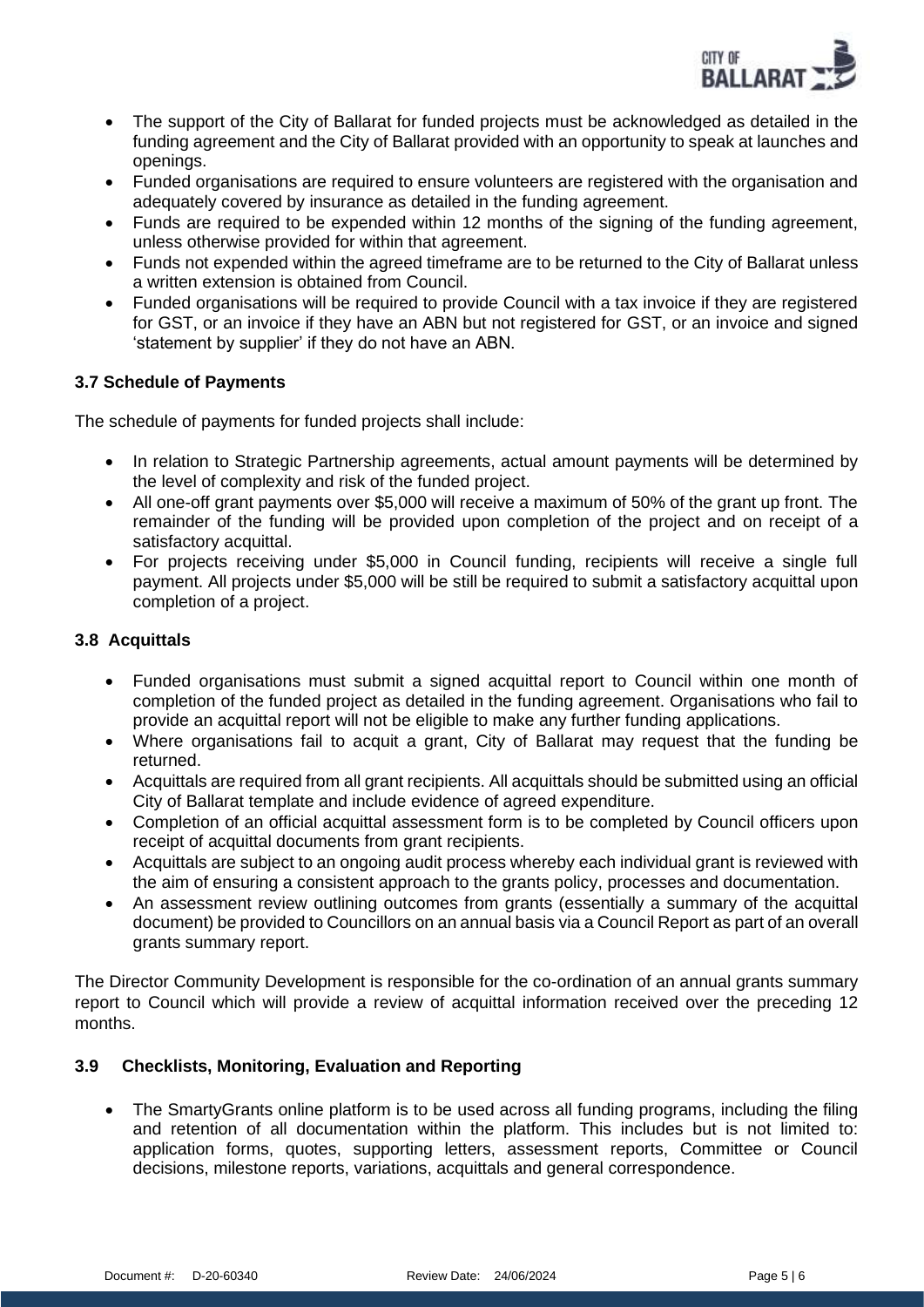- The support of the City of Ballarat for funded projects must be acknowledged as detailed in the funding agreement and the City of Ballarat provided with an opportunity to speak at launches and openings.
- Funded organisations are required to ensure volunteers are registered with the organisation and adequately covered by insurance as detailed in the funding agreement.
- Funds are required to be expended within 12 months of the signing of the funding agreement, unless otherwise provided for within that agreement.
- Funds not expended within the agreed timeframe are to be returned to the City of Ballarat unless a written extension is obtained from Council.
- Funded organisations will be required to provide Council with a tax invoice if they are registered for GST, or an invoice if they have an ABN but not registered for GST, or an invoice and signed 'statement by supplier' if they do not have an ABN.

### 3.7 Schedule of Payments

The schedule of payments for funded projects shall include:

- In relation to Strategic Partnership agreements, actual amount payments will be determined by the level of complexity and risk of the funded project.
- All one-off grant payments over $5,000 will receive a maximum of 50% of the grant up front. The remainder of the funding will be provided upon completion of the project and on receipt of a satisfactory acquittal.
- For projects receiving under $5,000 in Council funding, recipients will receive a single full payment. All projects under $5,000 will be still be required to submit a satisfactory acquittal upon completion of a project.

### 3.8 Acquittals

- Funded organisations must submit a signed acquittal report to Council within one month of completion of the funded project as detailed in the funding agreement. Organisations who fail to provide an acquittal report will not be eligible to make any further funding applications.
- Where organisations fail to acquit a grant, City of Ballarat may request that the funding be returned.
- Acquittals are required from all grant recipients. All acquittals should be submitted using an official City of Ballarat template and include evidence of agreed expenditure.
- Completion of an official acquittal assessment form is to be completed by Council officers upon receipt of acquittal documents from grant recipients.
- Acquittals are subject to an ongoing audit process whereby each individual grant is reviewed with the aim of ensuring a consistent approach to the grants policy, processes and documentation.
- An assessment review outlining outcomes from grants (essentially a summary of the acquittal document) be provided to Councillors on an annual basis via a Council Report as part of an overall grants summary report.

The Director Community Development is responsible for the co-ordination of an annual grants summary report to Council which will provide a review of acquittal information received over the preceding 12 months.

### 3.9 Checklists, Monitoring, Evaluation and Reporting

- The SmartyGrants online platform is to be used across all funding programs, including the filing and retention of all documentation within the platform. This includes but is not limited to: application forms, quotes, supporting letters, assessment reports, Committee or Council decisions, milestone reports, variations, acquittals and general correspondence.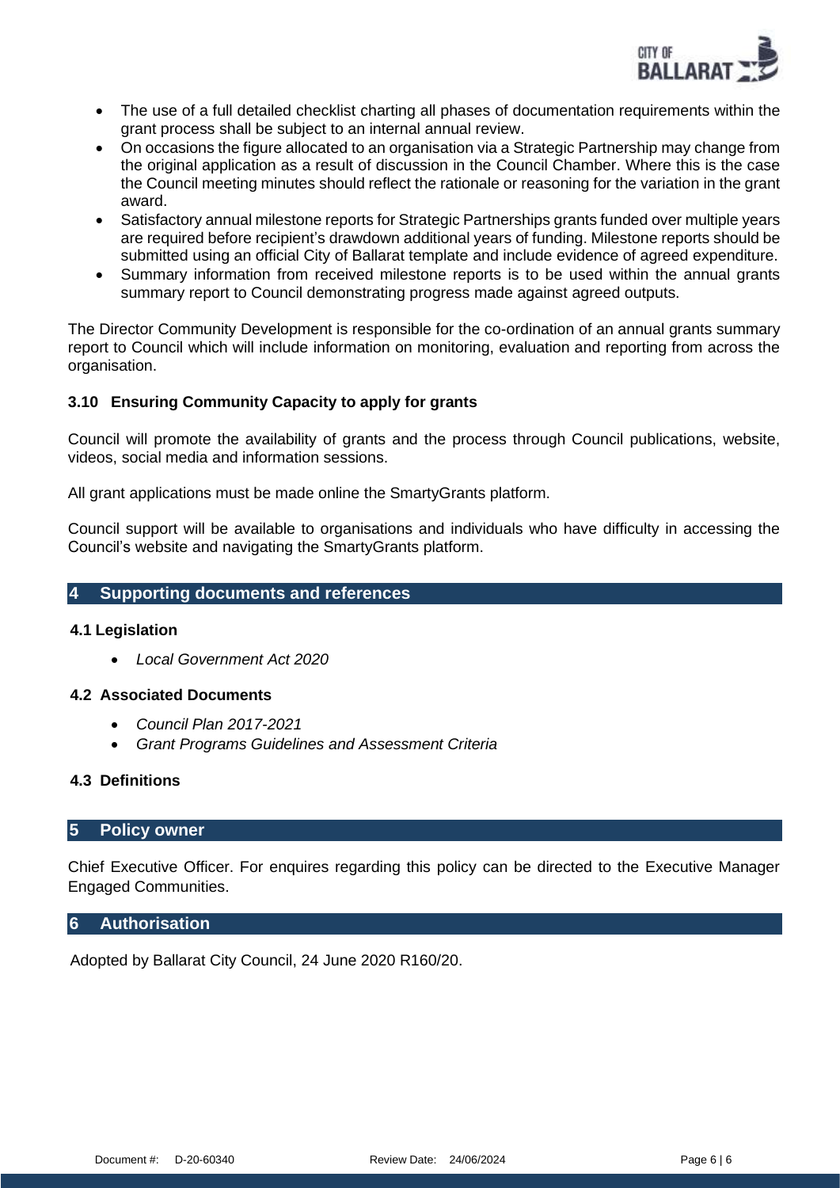- The use of a full detailed checklist charting all phases of documentation requirements within the grant process shall be subject to an internal annual review.
- On occasions the figure allocated to an organisation via a Strategic Partnership may change from the original application as a result of discussion in the Council Chamber. Where this is the case the Council meeting minutes should reflect the rationale or reasoning for the variation in the grant award.
- Satisfactory annual milestone reports for Strategic Partnerships grants funded over multiple years are required before recipient's drawdown additional years of funding. Milestone reports should be submitted using an official City of Ballarat template and include evidence of agreed expenditure.
- Summary information from received milestone reports is to be used within the annual grants summary report to Council demonstrating progress made against agreed outputs.

The Director Community Development is responsible for the co-ordination of an annual grants summary report to Council which will include information on monitoring, evaluation and reporting from across the organisation.

### 3.10 Ensuring Community Capacity to apply for grants

Council will promote the availability of grants and the process through Council publications, website, videos, social media and information sessions.

All grant applications must be made online the SmartyGrants platform.

Council support will be available to organisations and individuals who have difficulty in accessing the Council's website and navigating the SmartyGrants platform.

## 4 Supporting documents and references

### 4.1 Legislation

- *Local Government Act 2020*

### 4.2 Associated Documents

- *Council Plan 2017-2021*
- *Grant Programs Guidelines and Assessment Criteria*

### 4.3 Definitions

## 5 Policy owner

Chief Executive Officer. For enquires regarding this policy can be directed to the Executive Manager Engaged Communities.

## 6 Authorisation

Adopted by Ballarat City Council, 24 June 2020 R160/20.

Document #: D-20-60340 Review Date: 24/06/2024